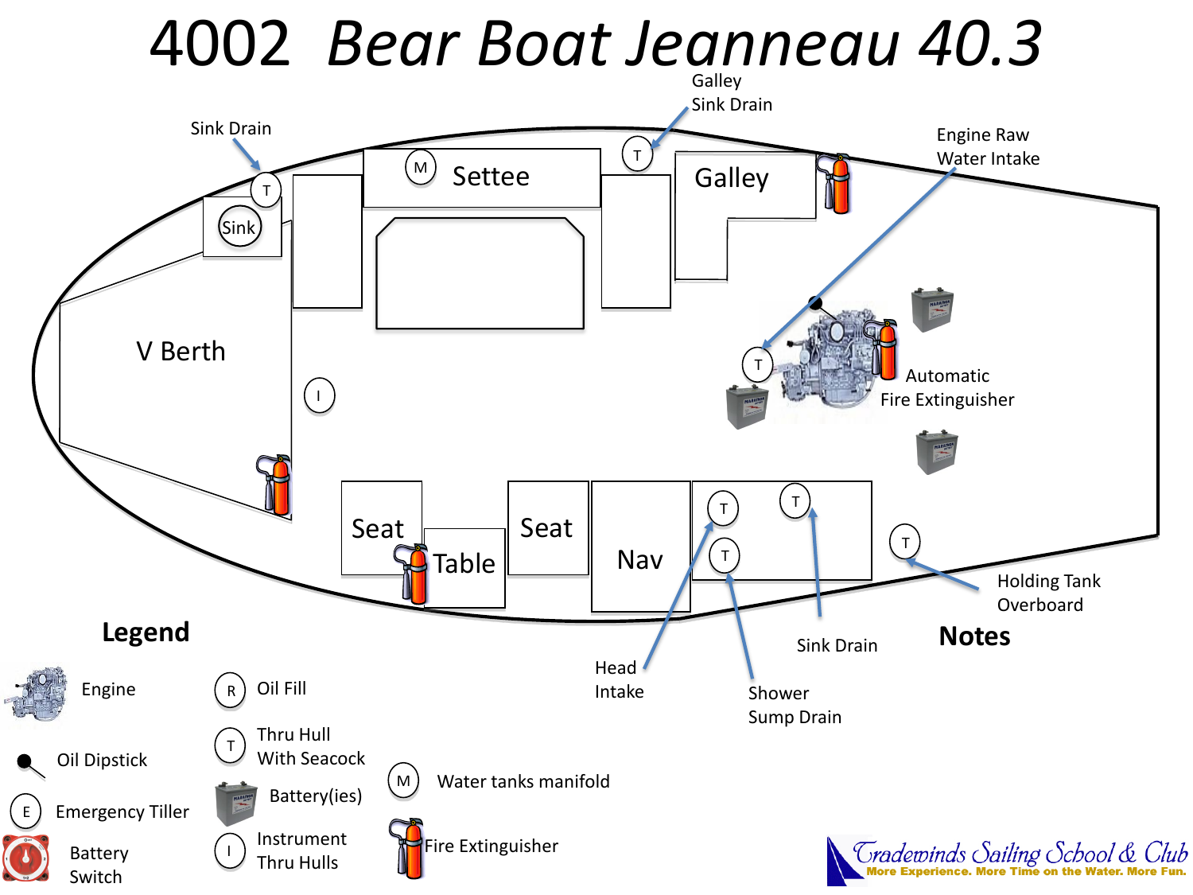# 4002 *Bear Boat Jeanneau 40.3*

Galley Sink Drain

Sink Drain

Engine Raw Water Intake

Settee

Galley

Sink

V Berth

Automatic Fire Extinguisher

Seat

Table

Seat

Nav

Holding Tank Overboard

Head Intake

Sink Drain

Shower Sump Drain

## Legend

- Engine
- Oil Dipstick
- E — Emergency Tiller
- Battery Switch
- R — Oil Fill
- T — Thru Hull With Seacock
- Battery(ies)
- I — Instrument Thru Hulls
- M — Water tanks manifold
- Fire Extinguisher

## Notes

Tradewinds Sailing School & Club
More Experience. More Time on the Water. More Fun.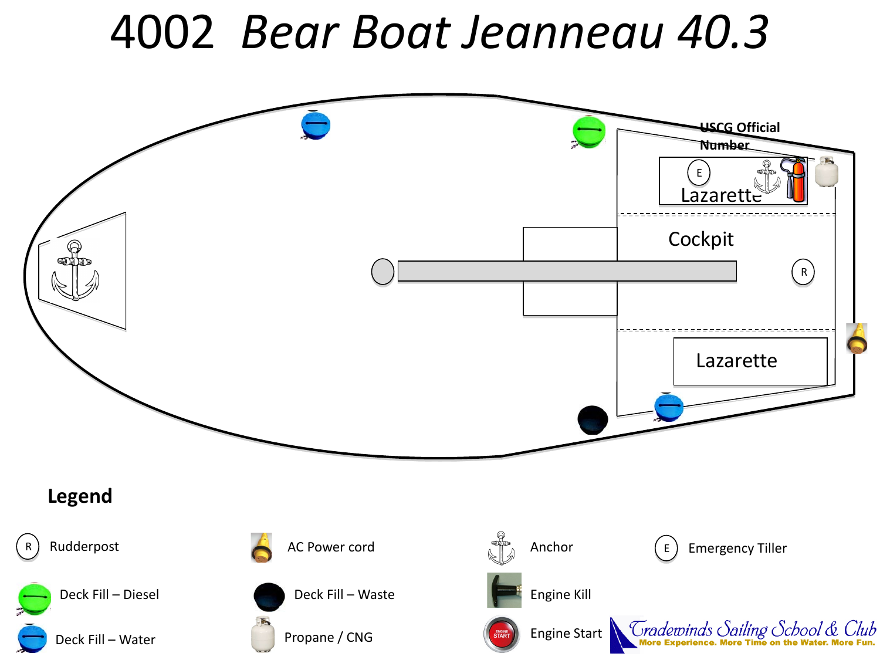# 4002 *Bear Boat Jeanneau 40.3*

USCG Official Number

E

Lazarette

Cockpit

R

Lazarette

**Legend**

| | | | |
|---|---|---|---|
| (R) Rudderpost | AC Power cord | Anchor | (E) Emergency Tiller |
| Deck Fill – Diesel | Deck Fill – Waste | Engine Kill | |
| Deck Fill – Water | Propane / CNG | Engine Start | |

Tradewinds Sailing School & Club
More Experience. More Time on the Water. More Fun.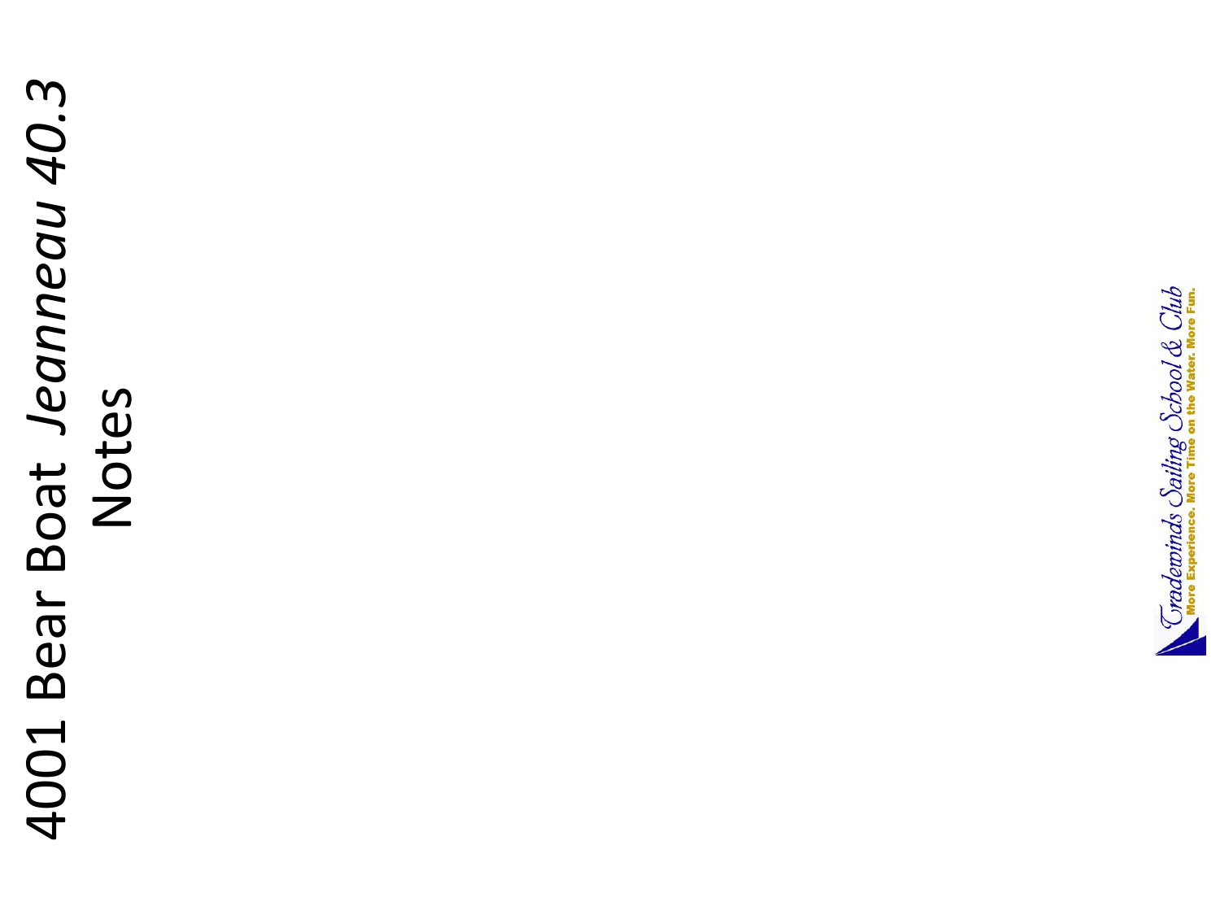# 4001 Bear Boat *Jeanneau 40.3* Notes

Tradewinds Sailing School & Club

More Experience. More Time on the Water. More Fun.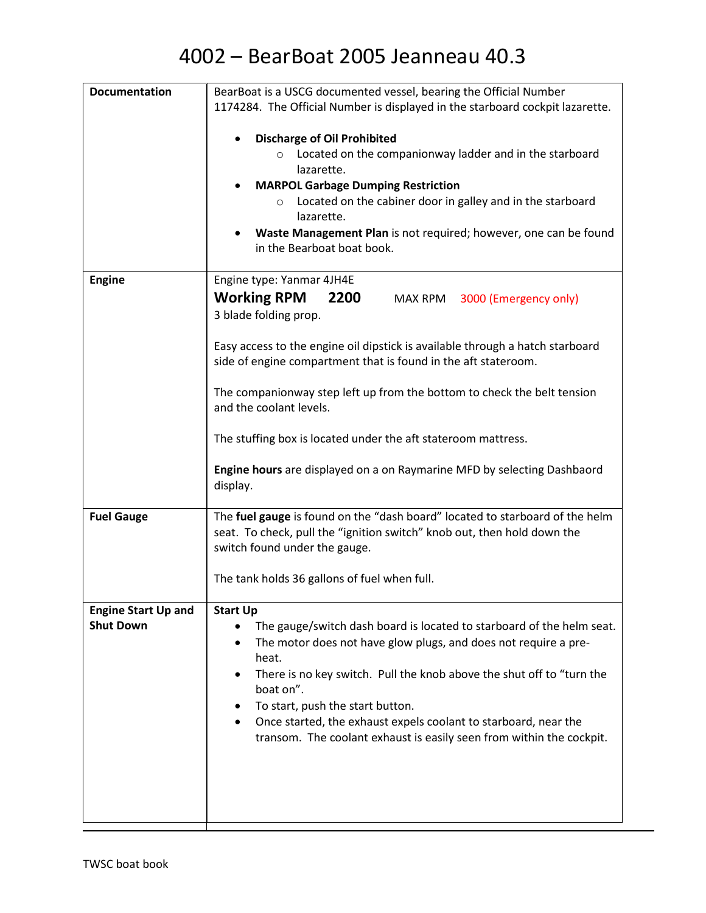# 4002 – BearBoat 2005 Jeanneau 40.3

| | |
|---|---|
| **Documentation** | BearBoat is a USCG documented vessel, bearing the Official Number 1174284. The Official Number is displayed in the starboard cockpit lazarette.<br><br>• **Discharge of Oil Prohibited**<br>&nbsp;&nbsp;&nbsp;&nbsp;○ Located on the companionway ladder and in the starboard lazarette.<br>• **MARPOL Garbage Dumping Restriction**<br>&nbsp;&nbsp;&nbsp;&nbsp;○ Located on the cabiner door in galley and in the starboard lazarette.<br>• **Waste Management Plan** is not required; however, one can be found in the Bearboat boat book. |
| **Engine** | Engine type: Yanmar 4JH4E<br>**Working RPM 2200** MAX RPM 3000 (Emergency only)<br>3 blade folding prop.<br><br>Easy access to the engine oil dipstick is available through a hatch starboard side of engine compartment that is found in the aft stateroom.<br><br>The companionway step left up from the bottom to check the belt tension and the coolant levels.<br><br>The stuffing box is located under the aft stateroom mattress.<br><br>**Engine hours** are displayed on a on Raymarine MFD by selecting Dashbaord display. |
| **Fuel Gauge** | The **fuel gauge** is found on the "dash board" located to starboard of the helm seat. To check, pull the "ignition switch" knob out, then hold down the switch found under the gauge.<br><br>The tank holds 36 gallons of fuel when full. |
| **Engine Start Up and Shut Down** | **Start Up**<br>• The gauge/switch dash board is located to starboard of the helm seat.<br>• The motor does not have glow plugs, and does not require a pre-heat.<br>• There is no key switch. Pull the knob above the shut off to "turn the boat on".<br>• To start, push the start button.<br>• Once started, the exhaust expels coolant to starboard, near the transom. The coolant exhaust is easily seen from within the cockpit. |

TWSC boat book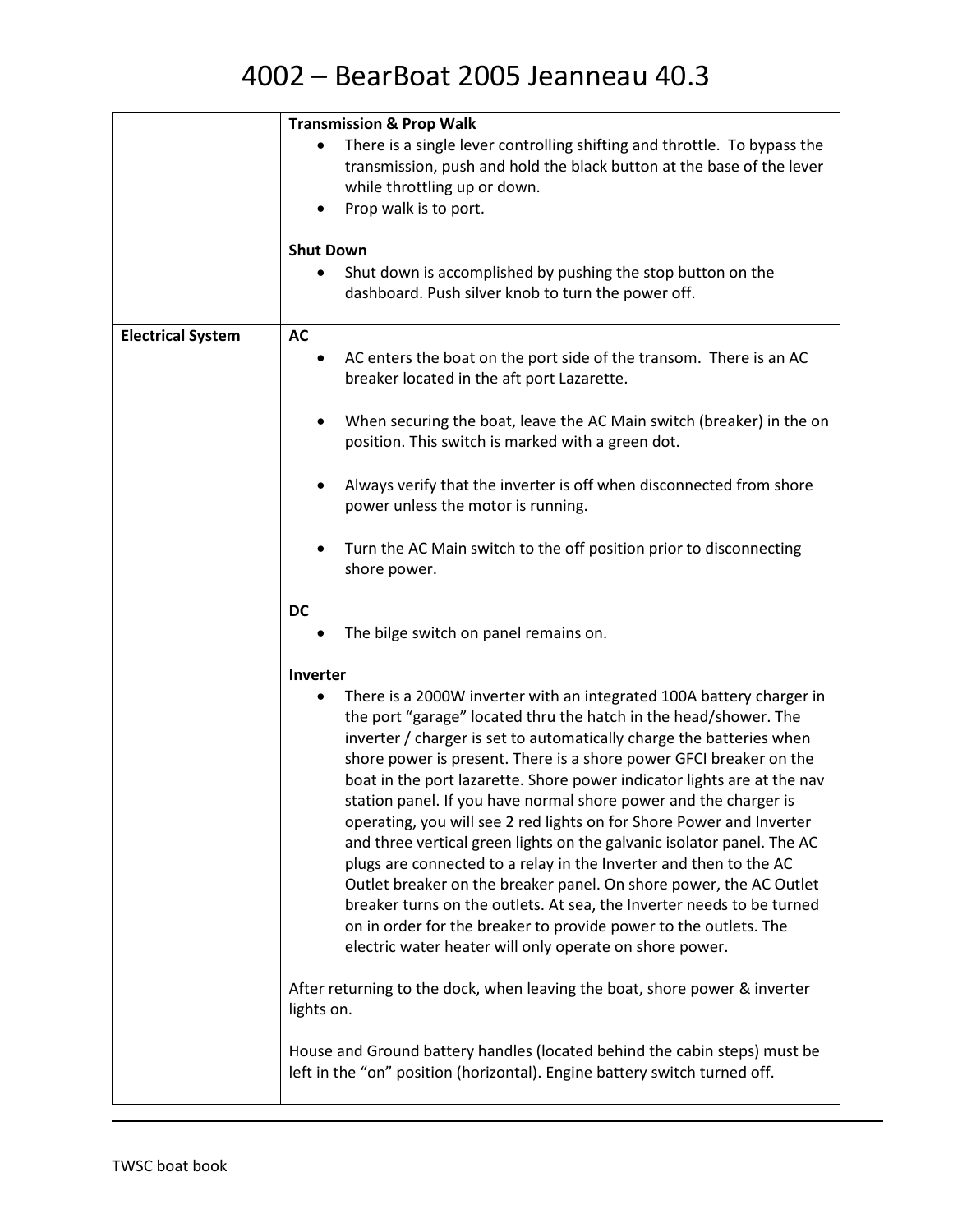| | |
|---|---|
| | **Transmission & Prop Walk**<br>• There is a single lever controlling shifting and throttle. To bypass the transmission, push and hold the black button at the base of the lever while throttling up or down.<br>• Prop walk is to port.<br><br>**Shut Down**<br>• Shut down is accomplished by pushing the stop button on the dashboard. Push silver knob to turn the power off. |
| **Electrical System** | **AC**<br>• AC enters the boat on the port side of the transom. There is an AC breaker located in the aft port Lazarette.<br><br>• When securing the boat, leave the AC Main switch (breaker) in the on position. This switch is marked with a green dot.<br><br>• Always verify that the inverter is off when disconnected from shore power unless the motor is running.<br><br>• Turn the AC Main switch to the off position prior to disconnecting shore power.<br><br>**DC**<br>• The bilge switch on panel remains on.<br><br>**Inverter**<br>• There is a 2000W inverter with an integrated 100A battery charger in the port "garage" located thru the hatch in the head/shower. The inverter / charger is set to automatically charge the batteries when shore power is present. There is a shore power GFCI breaker on the boat in the port lazarette. Shore power indicator lights are at the nav station panel. If you have normal shore power and the charger is operating, you will see 2 red lights on for Shore Power and Inverter and three vertical green lights on the galvanic isolator panel. The AC plugs are connected to a relay in the Inverter and then to the AC Outlet breaker on the breaker panel. On shore power, the AC Outlet breaker turns on the outlets. At sea, the Inverter needs to be turned on in order for the breaker to provide power to the outlets. The electric water heater will only operate on shore power.<br><br>After returning to the dock, when leaving the boat, shore power & inverter lights on.<br><br>House and Ground battery handles (located behind the cabin steps) must be left in the "on" position (horizontal). Engine battery switch turned off. |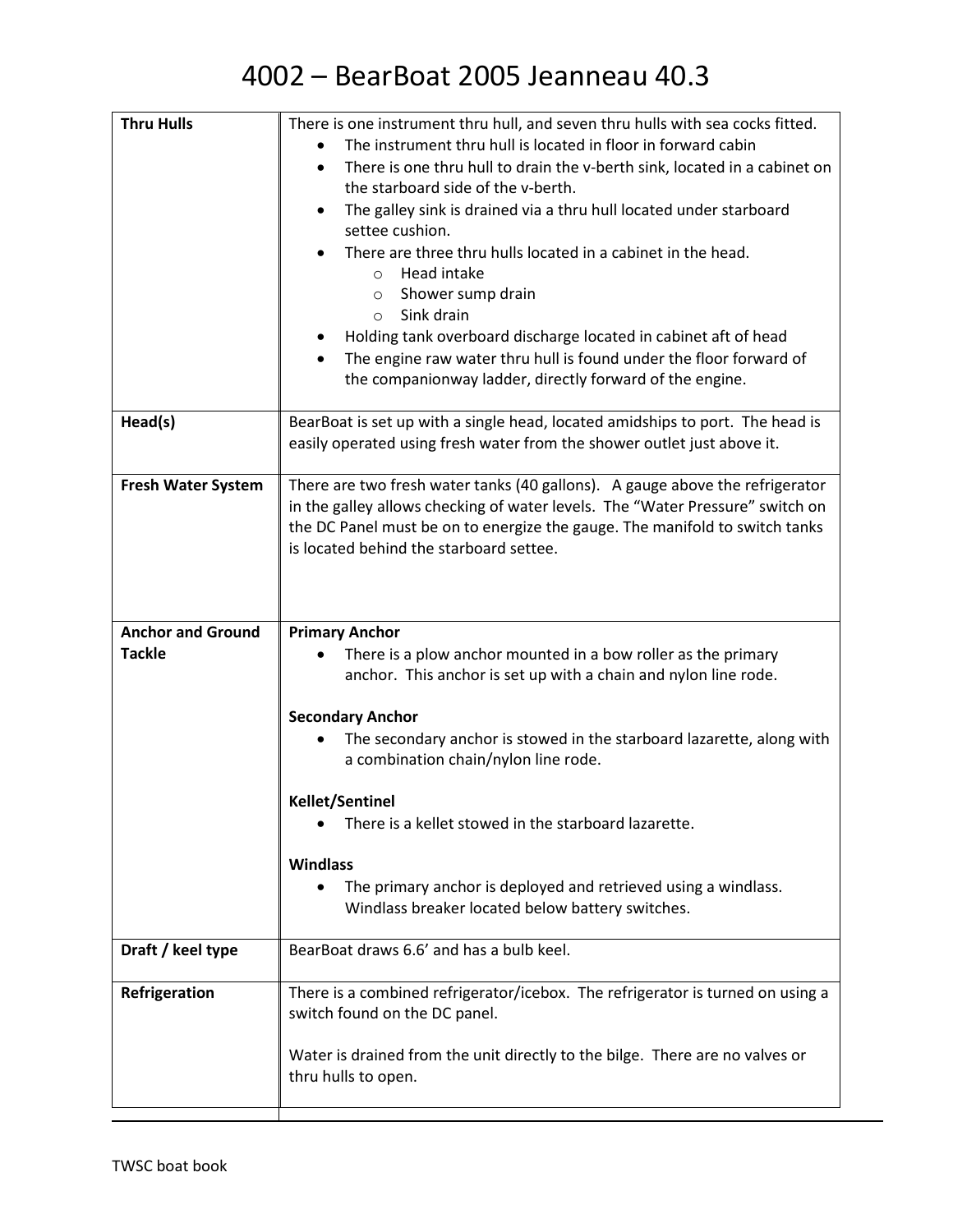# 4002 – BearBoat 2005 Jeanneau 40.3

| | |
|---|---|
| **Thru Hulls** | There is one instrument thru hull, and seven thru hulls with sea cocks fitted.<br>• The instrument thru hull is located in floor in forward cabin<br>• There is one thru hull to drain the v-berth sink, located in a cabinet on the starboard side of the v-berth.<br>• The galley sink is drained via a thru hull located under starboard settee cushion.<br>• There are three thru hulls located in a cabinet in the head.<br>  ○ Head intake<br>  ○ Shower sump drain<br>  ○ Sink drain<br>• Holding tank overboard discharge located in cabinet aft of head<br>• The engine raw water thru hull is found under the floor forward of the companionway ladder, directly forward of the engine. |
| **Head(s)** | BearBoat is set up with a single head, located amidships to port. The head is easily operated using fresh water from the shower outlet just above it. |
| **Fresh Water System** | There are two fresh water tanks (40 gallons). A gauge above the refrigerator in the galley allows checking of water levels. The "Water Pressure" switch on the DC Panel must be on to energize the gauge. The manifold to switch tanks is located behind the starboard settee. |
| **Anchor and Ground Tackle** | **Primary Anchor**<br>• There is a plow anchor mounted in a bow roller as the primary anchor. This anchor is set up with a chain and nylon line rode.<br><br>**Secondary Anchor**<br>• The secondary anchor is stowed in the starboard lazarette, along with a combination chain/nylon line rode.<br><br>**Kellet/Sentinel**<br>• There is a kellet stowed in the starboard lazarette.<br><br>**Windlass**<br>• The primary anchor is deployed and retrieved using a windlass. Windlass breaker located below battery switches. |
| **Draft / keel type** | BearBoat draws 6.6' and has a bulb keel. |
| **Refrigeration** | There is a combined refrigerator/icebox. The refrigerator is turned on using a switch found on the DC panel.<br><br>Water is drained from the unit directly to the bilge. There are no valves or thru hulls to open. |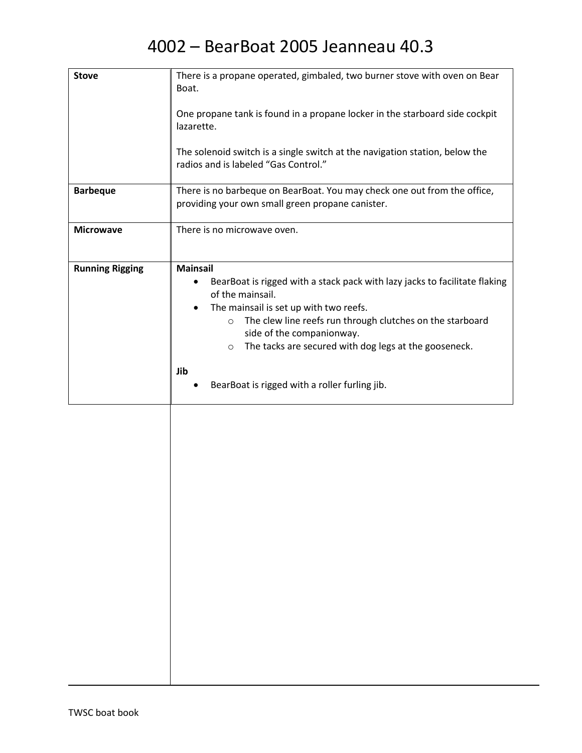# 4002 – BearBoat 2005 Jeanneau 40.3

| | |
|---|---|
| **Stove** | There is a propane operated, gimbaled, two burner stove with oven on Bear Boat.<br><br>One propane tank is found in a propane locker in the starboard side cockpit lazarette.<br><br>The solenoid switch is a single switch at the navigation station, below the radios and is labeled "Gas Control." |
| **Barbeque** | There is no barbeque on BearBoat. You may check one out from the office, providing your own small green propane canister. |
| **Microwave** | There is no microwave oven. |
| **Running Rigging** | **Mainsail**<br>• BearBoat is rigged with a stack pack with lazy jacks to facilitate flaking of the mainsail.<br>• The mainsail is set up with two reefs.<br>&nbsp;&nbsp;&nbsp;&nbsp;o The clew line reefs run through clutches on the starboard side of the companionway.<br>&nbsp;&nbsp;&nbsp;&nbsp;o The tacks are secured with dog legs at the gooseneck.<br><br>**Jib**<br>• BearBoat is rigged with a roller furling jib. |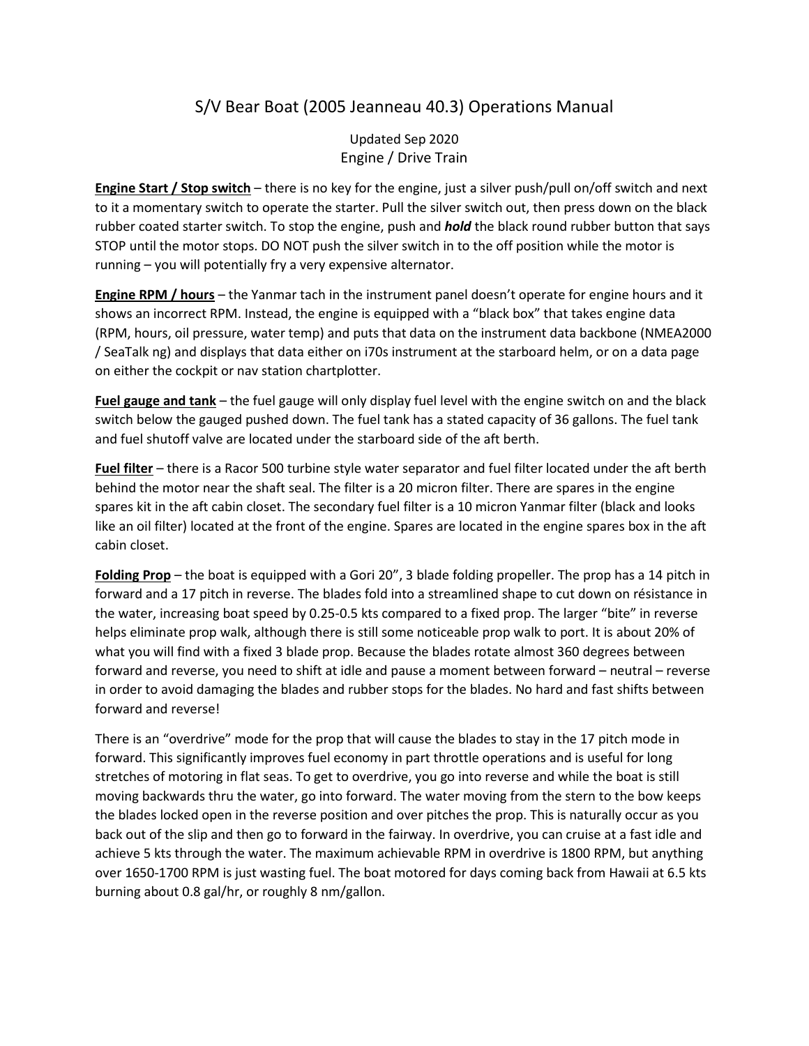# S/V Bear Boat (2005 Jeanneau 40.3) Operations Manual

Updated Sep 2020

## Engine / Drive Train

**Engine Start / Stop switch** – there is no key for the engine, just a silver push/pull on/off switch and next to it a momentary switch to operate the starter. Pull the silver switch out, then press down on the black rubber coated starter switch. To stop the engine, push and ***hold*** the black round rubber button that says STOP until the motor stops. DO NOT push the silver switch in to the off position while the motor is running – you will potentially fry a very expensive alternator.

**Engine RPM / hours** – the Yanmar tach in the instrument panel doesn't operate for engine hours and it shows an incorrect RPM. Instead, the engine is equipped with a "black box" that takes engine data (RPM, hours, oil pressure, water temp) and puts that data on the instrument data backbone (NMEA2000 / SeaTalk ng) and displays that data either on i70s instrument at the starboard helm, or on a data page on either the cockpit or nav station chartplotter.

**Fuel gauge and tank** – the fuel gauge will only display fuel level with the engine switch on and the black switch below the gauged pushed down. The fuel tank has a stated capacity of 36 gallons. The fuel tank and fuel shutoff valve are located under the starboard side of the aft berth.

**Fuel filter** – there is a Racor 500 turbine style water separator and fuel filter located under the aft berth behind the motor near the shaft seal. The filter is a 20 micron filter. There are spares in the engine spares kit in the aft cabin closet. The secondary fuel filter is a 10 micron Yanmar filter (black and looks like an oil filter) located at the front of the engine. Spares are located in the engine spares box in the aft cabin closet.

**Folding Prop** – the boat is equipped with a Gori 20", 3 blade folding propeller. The prop has a 14 pitch in forward and a 17 pitch in reverse. The blades fold into a streamlined shape to cut down on résistance in the water, increasing boat speed by 0.25-0.5 kts compared to a fixed prop. The larger "bite" in reverse helps eliminate prop walk, although there is still some noticeable prop walk to port. It is about 20% of what you will find with a fixed 3 blade prop. Because the blades rotate almost 360 degrees between forward and reverse, you need to shift at idle and pause a moment between forward – neutral – reverse in order to avoid damaging the blades and rubber stops for the blades. No hard and fast shifts between forward and reverse!

There is an "overdrive" mode for the prop that will cause the blades to stay in the 17 pitch mode in forward. This significantly improves fuel economy in part throttle operations and is useful for long stretches of motoring in flat seas. To get to overdrive, you go into reverse and while the boat is still moving backwards thru the water, go into forward. The water moving from the stern to the bow keeps the blades locked open in the reverse position and over pitches the prop. This is naturally occur as you back out of the slip and then go to forward in the fairway. In overdrive, you can cruise at a fast idle and achieve 5 kts through the water. The maximum achievable RPM in overdrive is 1800 RPM, but anything over 1650-1700 RPM is just wasting fuel. The boat motored for days coming back from Hawaii at 6.5 kts burning about 0.8 gal/hr, or roughly 8 nm/gallon.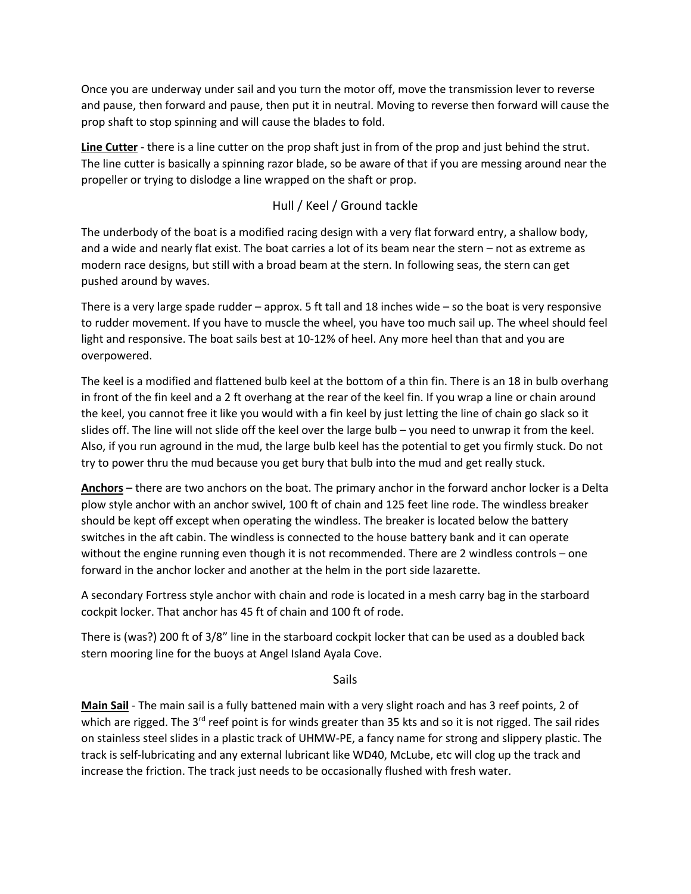Once you are underway under sail and you turn the motor off, move the transmission lever to reverse and pause, then forward and pause, then put it in neutral. Moving to reverse then forward will cause the prop shaft to stop spinning and will cause the blades to fold.

**Line Cutter** - there is a line cutter on the prop shaft just in from of the prop and just behind the strut. The line cutter is basically a spinning razor blade, so be aware of that if you are messing around near the propeller or trying to dislodge a line wrapped on the shaft or prop.

## Hull / Keel / Ground tackle

The underbody of the boat is a modified racing design with a very flat forward entry, a shallow body, and a wide and nearly flat exist. The boat carries a lot of its beam near the stern – not as extreme as modern race designs, but still with a broad beam at the stern. In following seas, the stern can get pushed around by waves.

There is a very large spade rudder – approx. 5 ft tall and 18 inches wide – so the boat is very responsive to rudder movement. If you have to muscle the wheel, you have too much sail up. The wheel should feel light and responsive. The boat sails best at 10-12% of heel. Any more heel than that and you are overpowered.

The keel is a modified and flattened bulb keel at the bottom of a thin fin. There is an 18 in bulb overhang in front of the fin keel and a 2 ft overhang at the rear of the keel fin. If you wrap a line or chain around the keel, you cannot free it like you would with a fin keel by just letting the line of chain go slack so it slides off. The line will not slide off the keel over the large bulb – you need to unwrap it from the keel. Also, if you run aground in the mud, the large bulb keel has the potential to get you firmly stuck. Do not try to power thru the mud because you get bury that bulb into the mud and get really stuck.

**Anchors** – there are two anchors on the boat. The primary anchor in the forward anchor locker is a Delta plow style anchor with an anchor swivel, 100 ft of chain and 125 feet line rode. The windless breaker should be kept off except when operating the windless. The breaker is located below the battery switches in the aft cabin. The windless is connected to the house battery bank and it can operate without the engine running even though it is not recommended. There are 2 windless controls – one forward in the anchor locker and another at the helm in the port side lazarette.

A secondary Fortress style anchor with chain and rode is located in a mesh carry bag in the starboard cockpit locker. That anchor has 45 ft of chain and 100 ft of rode.

There is (was?) 200 ft of 3/8" line in the starboard cockpit locker that can be used as a doubled back stern mooring line for the buoys at Angel Island Ayala Cove.

## Sails

**Main Sail** - The main sail is a fully battened main with a very slight roach and has 3 reef points, 2 of which are rigged. The 3rd reef point is for winds greater than 35 kts and so it is not rigged. The sail rides on stainless steel slides in a plastic track of UHMW-PE, a fancy name for strong and slippery plastic. The track is self-lubricating and any external lubricant like WD40, McLube, etc will clog up the track and increase the friction. The track just needs to be occasionally flushed with fresh water.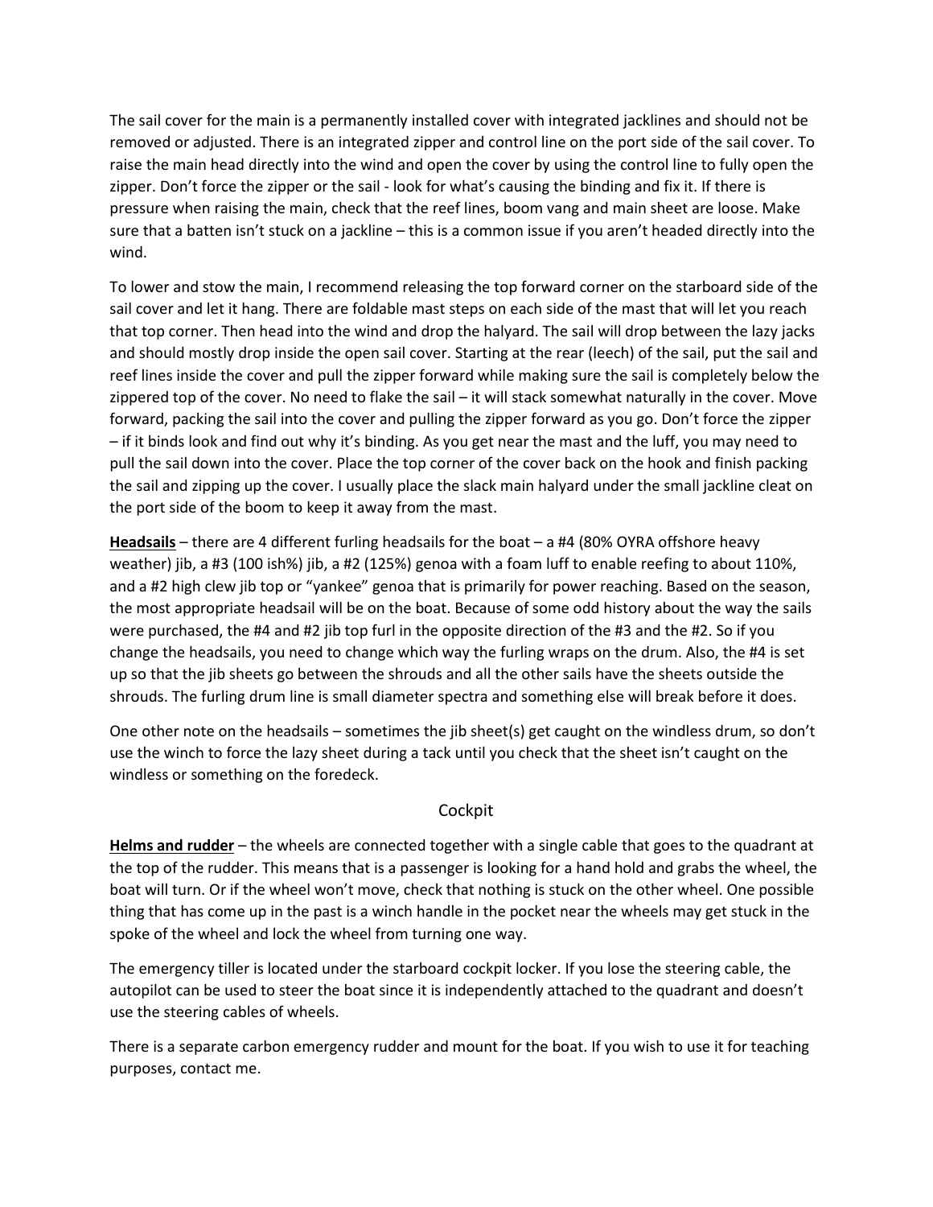The sail cover for the main is a permanently installed cover with integrated jacklines and should not be removed or adjusted. There is an integrated zipper and control line on the port side of the sail cover. To raise the main head directly into the wind and open the cover by using the control line to fully open the zipper. Don't force the zipper or the sail - look for what's causing the binding and fix it. If there is pressure when raising the main, check that the reef lines, boom vang and main sheet are loose. Make sure that a batten isn't stuck on a jackline – this is a common issue if you aren't headed directly into the wind.

To lower and stow the main, I recommend releasing the top forward corner on the starboard side of the sail cover and let it hang. There are foldable mast steps on each side of the mast that will let you reach that top corner. Then head into the wind and drop the halyard. The sail will drop between the lazy jacks and should mostly drop inside the open sail cover. Starting at the rear (leech) of the sail, put the sail and reef lines inside the cover and pull the zipper forward while making sure the sail is completely below the zippered top of the cover. No need to flake the sail – it will stack somewhat naturally in the cover. Move forward, packing the sail into the cover and pulling the zipper forward as you go. Don't force the zipper – if it binds look and find out why it's binding. As you get near the mast and the luff, you may need to pull the sail down into the cover. Place the top corner of the cover back on the hook and finish packing the sail and zipping up the cover. I usually place the slack main halyard under the small jackline cleat on the port side of the boom to keep it away from the mast.

**<u>Headsails</u>** – there are 4 different furling headsails for the boat – a #4 (80% OYRA offshore heavy weather) jib, a #3 (100 ish%) jib, a #2 (125%) genoa with a foam luff to enable reefing to about 110%, and a #2 high clew jib top or "yankee" genoa that is primarily for power reaching. Based on the season, the most appropriate headsail will be on the boat. Because of some odd history about the way the sails were purchased, the #4 and #2 jib top furl in the opposite direction of the #3 and the #2. So if you change the headsails, you need to change which way the furling wraps on the drum. Also, the #4 is set up so that the jib sheets go between the shrouds and all the other sails have the sheets outside the shrouds. The furling drum line is small diameter spectra and something else will break before it does.

One other note on the headsails – sometimes the jib sheet(s) get caught on the windless drum, so don't use the winch to force the lazy sheet during a tack until you check that the sheet isn't caught on the windless or something on the foredeck.

## Cockpit

**<u>Helms and rudder</u>** – the wheels are connected together with a single cable that goes to the quadrant at the top of the rudder. This means that is a passenger is looking for a hand hold and grabs the wheel, the boat will turn. Or if the wheel won't move, check that nothing is stuck on the other wheel. One possible thing that has come up in the past is a winch handle in the pocket near the wheels may get stuck in the spoke of the wheel and lock the wheel from turning one way.

The emergency tiller is located under the starboard cockpit locker. If you lose the steering cable, the autopilot can be used to steer the boat since it is independently attached to the quadrant and doesn't use the steering cables of wheels.

There is a separate carbon emergency rudder and mount for the boat. If you wish to use it for teaching purposes, contact me.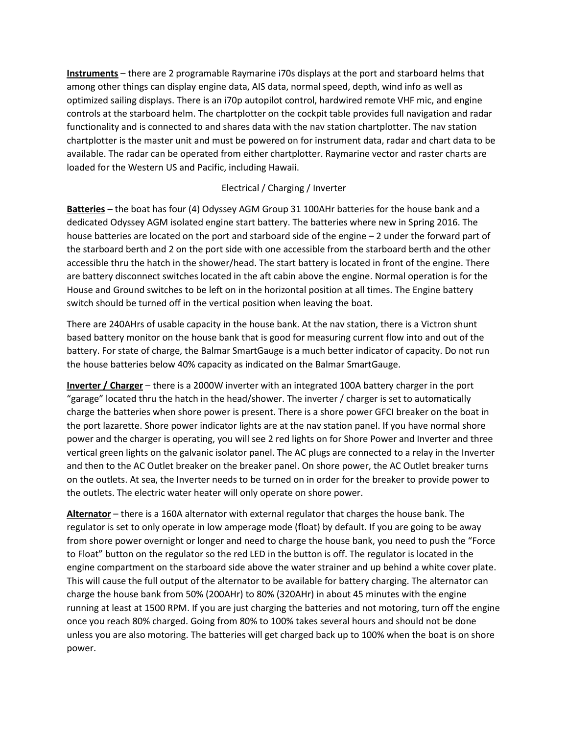**Instruments** – there are 2 programable Raymarine i70s displays at the port and starboard helms that among other things can display engine data, AIS data, normal speed, depth, wind info as well as optimized sailing displays. There is an i70p autopilot control, hardwired remote VHF mic, and engine controls at the starboard helm. The chartplotter on the cockpit table provides full navigation and radar functionality and is connected to and shares data with the nav station chartplotter. The nav station chartplotter is the master unit and must be powered on for instrument data, radar and chart data to be available. The radar can be operated from either chartplotter. Raymarine vector and raster charts are loaded for the Western US and Pacific, including Hawaii.

## Electrical / Charging / Inverter

**Batteries** – the boat has four (4) Odyssey AGM Group 31 100AHr batteries for the house bank and a dedicated Odyssey AGM isolated engine start battery. The batteries where new in Spring 2016. The house batteries are located on the port and starboard side of the engine – 2 under the forward part of the starboard berth and 2 on the port side with one accessible from the starboard berth and the other accessible thru the hatch in the shower/head. The start battery is located in front of the engine. There are battery disconnect switches located in the aft cabin above the engine. Normal operation is for the House and Ground switches to be left on in the horizontal position at all times. The Engine battery switch should be turned off in the vertical position when leaving the boat.

There are 240AHrs of usable capacity in the house bank. At the nav station, there is a Victron shunt based battery monitor on the house bank that is good for measuring current flow into and out of the battery. For state of charge, the Balmar SmartGauge is a much better indicator of capacity. Do not run the house batteries below 40% capacity as indicated on the Balmar SmartGauge.

**Inverter / Charger** – there is a 2000W inverter with an integrated 100A battery charger in the port "garage" located thru the hatch in the head/shower. The inverter / charger is set to automatically charge the batteries when shore power is present. There is a shore power GFCI breaker on the boat in the port lazarette. Shore power indicator lights are at the nav station panel. If you have normal shore power and the charger is operating, you will see 2 red lights on for Shore Power and Inverter and three vertical green lights on the galvanic isolator panel. The AC plugs are connected to a relay in the Inverter and then to the AC Outlet breaker on the breaker panel. On shore power, the AC Outlet breaker turns on the outlets. At sea, the Inverter needs to be turned on in order for the breaker to provide power to the outlets. The electric water heater will only operate on shore power.

**Alternator** – there is a 160A alternator with external regulator that charges the house bank. The regulator is set to only operate in low amperage mode (float) by default. If you are going to be away from shore power overnight or longer and need to charge the house bank, you need to push the "Force to Float" button on the regulator so the red LED in the button is off. The regulator is located in the engine compartment on the starboard side above the water strainer and up behind a white cover plate. This will cause the full output of the alternator to be available for battery charging. The alternator can charge the house bank from 50% (200AHr) to 80% (320AHr) in about 45 minutes with the engine running at least at 1500 RPM. If you are just charging the batteries and not motoring, turn off the engine once you reach 80% charged. Going from 80% to 100% takes several hours and should not be done unless you are also motoring. The batteries will get charged back up to 100% when the boat is on shore power.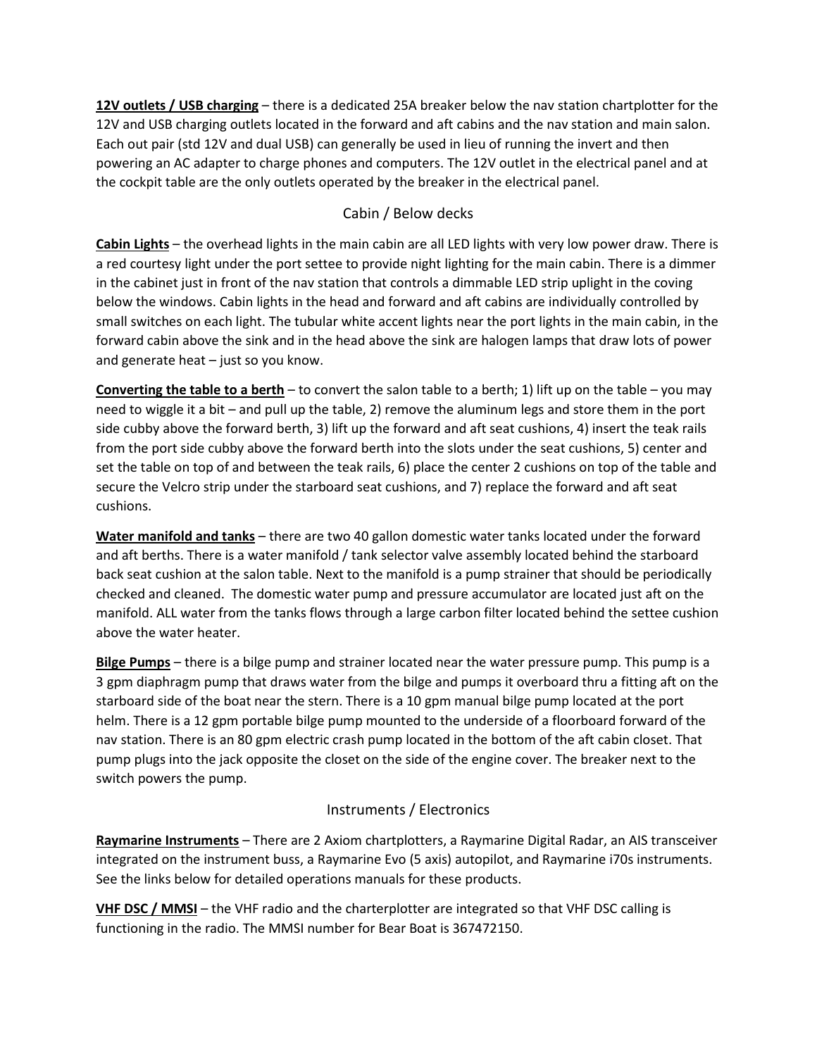**12V outlets / USB charging** – there is a dedicated 25A breaker below the nav station chartplotter for the 12V and USB charging outlets located in the forward and aft cabins and the nav station and main salon. Each out pair (std 12V and dual USB) can generally be used in lieu of running the invert and then powering an AC adapter to charge phones and computers. The 12V outlet in the electrical panel and at the cockpit table are the only outlets operated by the breaker in the electrical panel.

## Cabin / Below decks

**Cabin Lights** – the overhead lights in the main cabin are all LED lights with very low power draw. There is a red courtesy light under the port settee to provide night lighting for the main cabin. There is a dimmer in the cabinet just in front of the nav station that controls a dimmable LED strip uplight in the coving below the windows. Cabin lights in the head and forward and aft cabins are individually controlled by small switches on each light. The tubular white accent lights near the port lights in the main cabin, in the forward cabin above the sink and in the head above the sink are halogen lamps that draw lots of power and generate heat – just so you know.

**Converting the table to a berth** – to convert the salon table to a berth; 1) lift up on the table – you may need to wiggle it a bit – and pull up the table, 2) remove the aluminum legs and store them in the port side cubby above the forward berth, 3) lift up the forward and aft seat cushions, 4) insert the teak rails from the port side cubby above the forward berth into the slots under the seat cushions, 5) center and set the table on top of and between the teak rails, 6) place the center 2 cushions on top of the table and secure the Velcro strip under the starboard seat cushions, and 7) replace the forward and aft seat cushions.

**Water manifold and tanks** – there are two 40 gallon domestic water tanks located under the forward and aft berths. There is a water manifold / tank selector valve assembly located behind the starboard back seat cushion at the salon table. Next to the manifold is a pump strainer that should be periodically checked and cleaned. The domestic water pump and pressure accumulator are located just aft on the manifold. ALL water from the tanks flows through a large carbon filter located behind the settee cushion above the water heater.

**Bilge Pumps** – there is a bilge pump and strainer located near the water pressure pump. This pump is a 3 gpm diaphragm pump that draws water from the bilge and pumps it overboard thru a fitting aft on the starboard side of the boat near the stern. There is a 10 gpm manual bilge pump located at the port helm. There is a 12 gpm portable bilge pump mounted to the underside of a floorboard forward of the nav station. There is an 80 gpm electric crash pump located in the bottom of the aft cabin closet. That pump plugs into the jack opposite the closet on the side of the engine cover. The breaker next to the switch powers the pump.

## Instruments / Electronics

**Raymarine Instruments** – There are 2 Axiom chartplotters, a Raymarine Digital Radar, an AIS transceiver integrated on the instrument buss, a Raymarine Evo (5 axis) autopilot, and Raymarine i70s instruments. See the links below for detailed operations manuals for these products.

**VHF DSC / MMSI** – the VHF radio and the charterplotter are integrated so that VHF DSC calling is functioning in the radio. The MMSI number for Bear Boat is 367472150.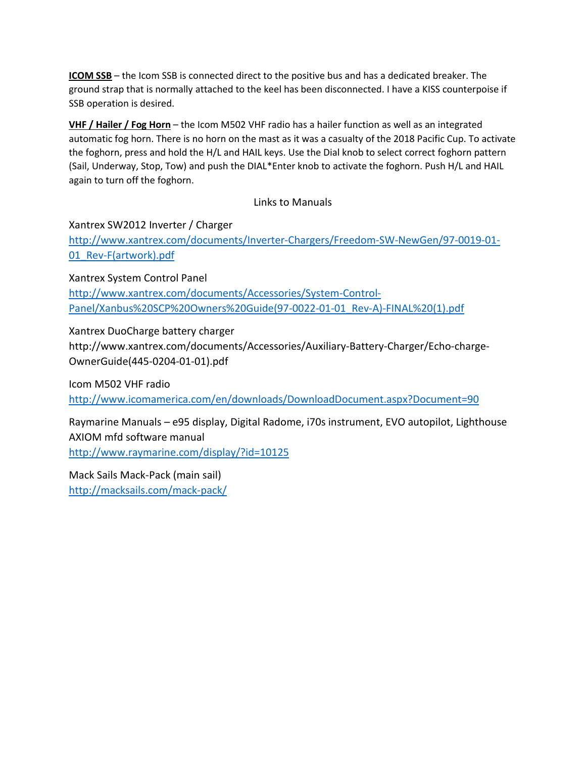**ICOM SSB** – the Icom SSB is connected direct to the positive bus and has a dedicated breaker. The ground strap that is normally attached to the keel has been disconnected. I have a KISS counterpoise if SSB operation is desired.

**VHF / Hailer / Fog Horn** – the Icom M502 VHF radio has a hailer function as well as an integrated automatic fog horn. There is no horn on the mast as it was a casualty of the 2018 Pacific Cup. To activate the foghorn, press and hold the H/L and HAIL keys. Use the Dial knob to select correct foghorn pattern (Sail, Underway, Stop, Tow) and push the DIAL*Enter knob to activate the foghorn. Push H/L and HAIL again to turn off the foghorn.

## Links to Manuals

Xantrex SW2012 Inverter / Charger
http://www.xantrex.com/documents/Inverter-Chargers/Freedom-SW-NewGen/97-0019-01-01_Rev-F(artwork).pdf

Xantrex System Control Panel
http://www.xantrex.com/documents/Accessories/System-Control-Panel/Xanbus%20SCP%20Owners%20Guide(97-0022-01-01_Rev-A)-FINAL%20(1).pdf

Xantrex DuoCharge battery charger
http://www.xantrex.com/documents/Accessories/Auxiliary-Battery-Charger/Echo-charge-OwnerGuide(445-0204-01-01).pdf

Icom M502 VHF radio
http://www.icomamerica.com/en/downloads/DownloadDocument.aspx?Document=90

Raymarine Manuals – e95 display, Digital Radome, i70s instrument, EVO autopilot, Lighthouse AXIOM mfd software manual
http://www.raymarine.com/display/?id=10125

Mack Sails Mack-Pack (main sail)
http://macksails.com/mack-pack/